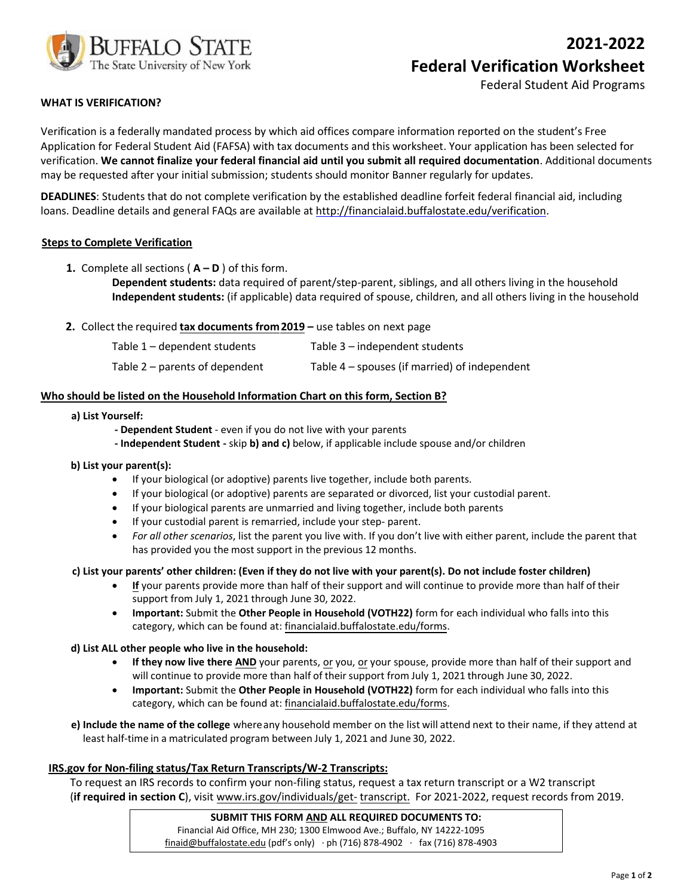Buffalo State
The State University of New York

# 2021-2022 Federal Verification Worksheet

Federal Student Aid Programs

**WHAT IS VERIFICATION?**

Verification is a federally mandated process by which aid offices compare information reported on the student's Free Application for Federal Student Aid (FAFSA) with tax documents and this worksheet. Your application has been selected for verification. **We cannot finalize your federal financial aid until you submit all required documentation**. Additional documents may be requested after your initial submission; students should monitor Banner regularly for updates.

**DEADLINES**: Students that do not complete verification by the established deadline forfeit federal financial aid, including loans. Deadline details and general FAQs are available at http://financialaid.buffalostate.edu/verification.

## Steps to Complete Verification

1. Complete all sections ( **A – D** ) of this form.
   **Dependent students:** data required of parent/step-parent, siblings, and all others living in the household
   **Independent students:** (if applicable) data required of spouse, children, and all others living in the household

2. Collect the required **tax documents from 2019 –** use tables on next page

| | |
|---|---|
| Table 1 – dependent students | Table 3 – independent students |
| Table 2 – parents of dependent | Table 4 – spouses (if married) of independent |

## Who should be listed on the Household Information Chart on this form, Section B?

**a) List Yourself:**

- **Dependent Student** - even if you do not live with your parents
- **Independent Student -** skip **b) and c)** below, if applicable include spouse and/or children

**b) List your parent(s):**

- If your biological (or adoptive) parents live together, include both parents.
- If your biological (or adoptive) parents are separated or divorced, list your custodial parent.
- If your biological parents are unmarried and living together, include both parents
- If your custodial parent is remarried, include your step- parent.
- *For all other scenarios*, list the parent you live with. If you don't live with either parent, include the parent that has provided you the most support in the previous 12 months.

**c) List your parents' other children: (Even if they do not live with your parent(s). Do not include foster children)**

- **If** your parents provide more than half of their support and will continue to provide more than half of their support from July 1, 2021 through June 30, 2022.
- **Important:** Submit the **Other People in Household (VOTH22)** form for each individual who falls into this category, which can be found at: financialaid.buffalostate.edu/forms.

**d) List ALL other people who live in the household:**

- **If they now live there AND** your parents, or you, or your spouse, provide more than half of their support and will continue to provide more than half of their support from July 1, 2021 through June 30, 2022.
- **Important:** Submit the **Other People in Household (VOTH22)** form for each individual who falls into this category, which can be found at: financialaid.buffalostate.edu/forms.

**e) Include the name of the college** where any household member on the list will attend next to their name, if they attend at least half-time in a matriculated program between July 1, 2021 and June 30, 2022.

## IRS.gov for Non-filing status/Tax Return Transcripts/W-2 Transcripts:

To request an IRS records to confirm your non-filing status, request a tax return transcript or a W2 transcript (**if required in section C**), visit www.irs.gov/individuals/get- transcript. For 2021-2022, request records from 2019.

**SUBMIT THIS FORM AND ALL REQUIRED DOCUMENTS TO:**
Financial Aid Office, MH 230; 1300 Elmwood Ave.; Buffalo, NY 14222-1095
finaid@buffalostate.edu (pdf's only) · ph (716) 878-4902 · fax (716) 878-4903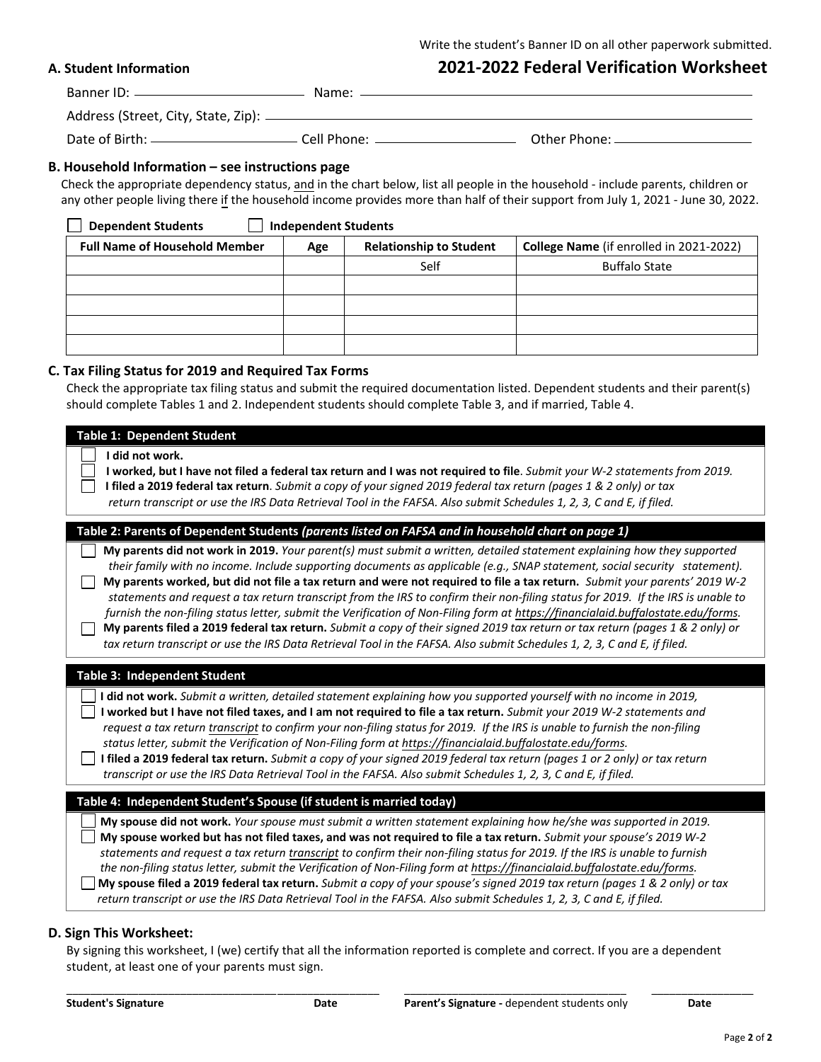Write the student's Banner ID on all other paperwork submitted.

## A. Student Information

## 2021-2022 Federal Verification Worksheet

Banner ID: ______________________ Name: ______________________________________________

Address (Street, City, State, Zip): ______________________________________________

Date of Birth: __________________ Cell Phone: __________________ Other Phone: __________________

## B. Household Information – see instructions page

Check the appropriate dependency status, and in the chart below, list all people in the household - include parents, children or any other people living there if the household income provides more than half of their support from July 1, 2021 - June 30, 2022.

☐ **Dependent Students** ☐ **Independent Students**

| Full Name of Household Member | Age | Relationship to Student | College Name (if enrolled in 2021-2022) |
|---|---|---|---|
| | | Self | Buffalo State |
| | | | |
| | | | |
| | | | |
| | | | |

## C. Tax Filing Status for 2019 and Required Tax Forms

Check the appropriate tax filing status and submit the required documentation listed. Dependent students and their parent(s) should complete Tables 1 and 2. Independent students should complete Table 3, and if married, Table 4.

### Table 1: Dependent Student

☐ **I did not work.**

☐ **I worked, but I have not filed a federal tax return and I was not required to file**. *Submit your W-2 statements from 2019.*

☐ **I filed a 2019 federal tax return**. *Submit a copy of your signed 2019 federal tax return (pages 1 & 2 only) or tax return transcript or use the IRS Data Retrieval Tool in the FAFSA. Also submit Schedules 1, 2, 3, C and E, if filed.*

### Table 2: Parents of Dependent Students *(parents listed on FAFSA and in household chart on page 1)*

☐ **My parents did not work in 2019.** *Your parent(s) must submit a written, detailed statement explaining how they supported their family with no income. Include supporting documents as applicable (e.g., SNAP statement, social security statement).*

☐ **My parents worked, but did not file a tax return and were not required to file a tax return.** *Submit your parents' 2019 W-2 statements and request a tax return transcript from the IRS to confirm their non-filing status for 2019. If the IRS is unable to furnish the non-filing status letter, submit the Verification of Non-Filing form at https://financialaid.buffalostate.edu/forms.*

☐ **My parents filed a 2019 federal tax return.** *Submit a copy of their signed 2019 tax return or tax return (pages 1 & 2 only) or tax return transcript or use the IRS Data Retrieval Tool in the FAFSA. Also submit Schedules 1, 2, 3, C and E, if filed.*

### Table 3: Independent Student

☐ **I did not work.** *Submit a written, detailed statement explaining how you supported yourself with no income in 2019,*

☐ **I worked but I have not filed taxes, and I am not required to file a tax return.** *Submit your 2019 W-2 statements and request a tax return transcript to confirm your non-filing status for 2019. If the IRS is unable to furnish the non-filing status letter, submit the Verification of Non-Filing form at https://financialaid.buffalostate.edu/forms.*

☐ **I filed a 2019 federal tax return.** *Submit a copy of your signed 2019 federal tax return (pages 1 or 2 only) or tax return transcript or use the IRS Data Retrieval Tool in the FAFSA. Also submit Schedules 1, 2, 3, C and E, if filed.*

### Table 4: Independent Student's Spouse (if student is married today)

☐ **My spouse did not work.** *Your spouse must submit a written statement explaining how he/she was supported in 2019.*

☐ **My spouse worked but has not filed taxes, and was not required to file a tax return.** *Submit your spouse's 2019 W-2 statements and request a tax return transcript to confirm their non-filing status for 2019. If the IRS is unable to furnish the non-filing status letter, submit the Verification of Non-Filing form at https://financialaid.buffalostate.edu/forms.*

☐ **My spouse filed a 2019 federal tax return.** *Submit a copy of your spouse's signed 2019 tax return (pages 1 & 2 only) or tax return transcript or use the IRS Data Retrieval Tool in the FAFSA. Also submit Schedules 1, 2, 3, C and E, if filed.*

## D. Sign This Worksheet:

By signing this worksheet, I (we) certify that all the information reported is complete and correct. If you are a dependent student, at least one of your parents must sign.

______________________________ ____________ ______________________________ ____________

**Student's Signature** **Date** **Parent's Signature -** dependent students only **Date**